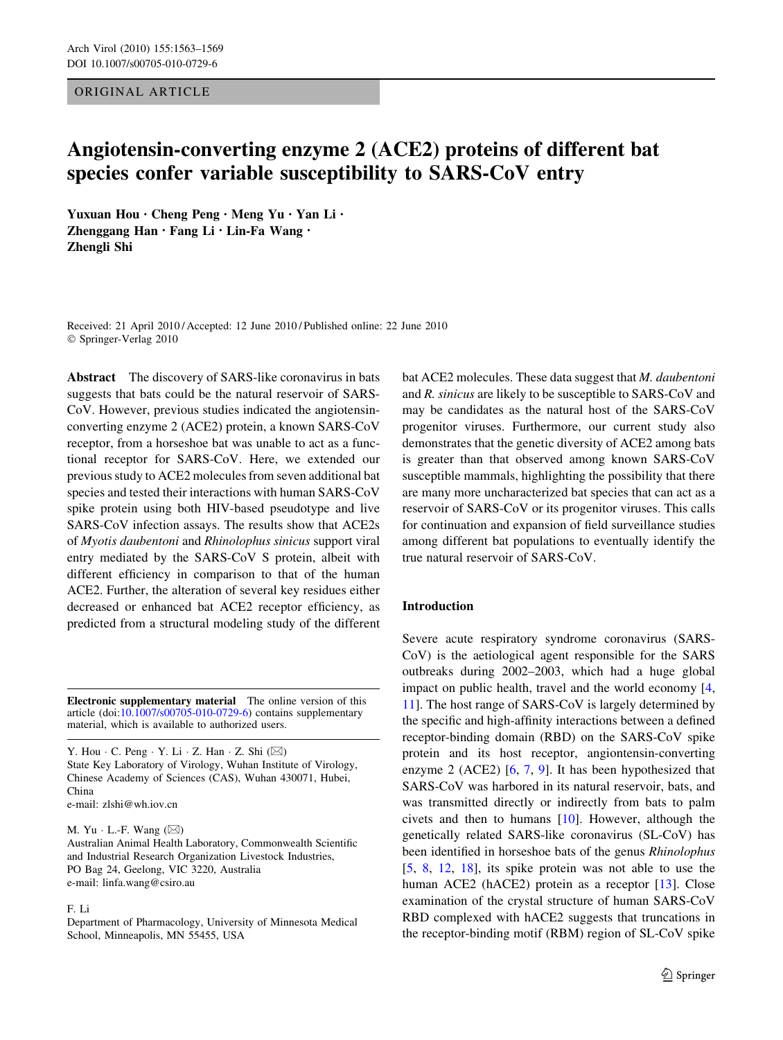ORIGINAL ARTICLE

# Angiotensin-converting enzyme 2 (ACE2) proteins of different bat species confer variable susceptibility to SARS-CoV entry

**Yuxuan Hou · Cheng Peng · Meng Yu · Yan Li · Zhenggang Han · Fang Li · Lin-Fa Wang · Zhengli Shi**

Received: 21 April 2010 / Accepted: 12 June 2010 / Published online: 22 June 2010
© Springer-Verlag 2010

**Abstract** The discovery of SARS-like coronavirus in bats suggests that bats could be the natural reservoir of SARS-CoV. However, previous studies indicated the angiotensin-converting enzyme 2 (ACE2) protein, a known SARS-CoV receptor, from a horseshoe bat was unable to act as a functional receptor for SARS-CoV. Here, we extended our previous study to ACE2 molecules from seven additional bat species and tested their interactions with human SARS-CoV spike protein using both HIV-based pseudotype and live SARS-CoV infection assays. The results show that ACE2s of *Myotis daubentoni* and *Rhinolophus sinicus* support viral entry mediated by the SARS-CoV S protein, albeit with different efficiency in comparison to that of the human ACE2. Further, the alteration of several key residues either decreased or enhanced bat ACE2 receptor efficiency, as predicted from a structural modeling study of the different bat ACE2 molecules. These data suggest that *M. daubentoni* and *R. sinicus* are likely to be susceptible to SARS-CoV and may be candidates as the natural host of the SARS-CoV progenitor viruses. Furthermore, our current study also demonstrates that the genetic diversity of ACE2 among bats is greater than that observed among known SARS-CoV susceptible mammals, highlighting the possibility that there are many more uncharacterized bat species that can act as a reservoir of SARS-CoV or its progenitor viruses. This calls for continuation and expansion of field surveillance studies among different bat populations to eventually identify the true natural reservoir of SARS-CoV.

**Electronic supplementary material** The online version of this article (doi:10.1007/s00705-010-0729-6) contains supplementary material, which is available to authorized users.

Y. Hou · C. Peng · Y. Li · Z. Han · Z. Shi (✉)
State Key Laboratory of Virology, Wuhan Institute of Virology, Chinese Academy of Sciences (CAS), Wuhan 430071, Hubei, China
e-mail: zlshi@wh.iov.cn

M. Yu · L.-F. Wang (✉)
Australian Animal Health Laboratory, Commonwealth Scientific and Industrial Research Organization Livestock Industries, PO Bag 24, Geelong, VIC 3220, Australia
e-mail: linfa.wang@csiro.au

F. Li
Department of Pharmacology, University of Minnesota Medical School, Minneapolis, MN 55455, USA

## Introduction

Severe acute respiratory syndrome coronavirus (SARS-CoV) is the aetiological agent responsible for the SARS outbreaks during 2002–2003, which had a huge global impact on public health, travel and the world economy [4, 11]. The host range of SARS-CoV is largely determined by the specific and high-affinity interactions between a defined receptor-binding domain (RBD) on the SARS-CoV spike protein and its host receptor, angiotensin-converting enzyme 2 (ACE2) [6, 7, 9]. It has been hypothesized that SARS-CoV was harbored in its natural reservoir, bats, and was transmitted directly or indirectly from bats to palm civets and then to humans [10]. However, although the genetically related SARS-like coronavirus (SL-CoV) has been identified in horseshoe bats of the genus *Rhinolophus* [5, 8, 12, 18], its spike protein was not able to use the human ACE2 (hACE2) protein as a receptor [13]. Close examination of the crystal structure of human SARS-CoV RBD complexed with hACE2 suggests that truncations in the receptor-binding motif (RBM) region of SL-CoV spike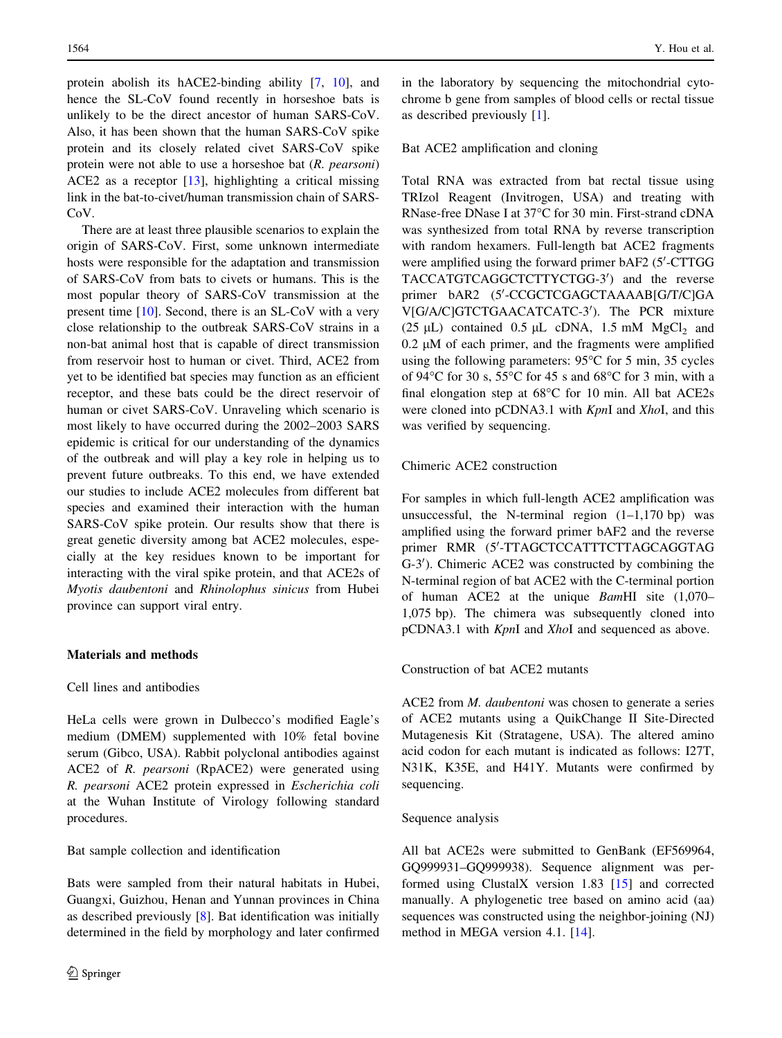protein abolish its hACE2-binding ability [7, 10], and hence the SL-CoV found recently in horseshoe bats is unlikely to be the direct ancestor of human SARS-CoV. Also, it has been shown that the human SARS-CoV spike protein and its closely related civet SARS-CoV spike protein were not able to use a horseshoe bat (*R. pearsoni*) ACE2 as a receptor [13], highlighting a critical missing link in the bat-to-civet/human transmission chain of SARS-CoV.

There are at least three plausible scenarios to explain the origin of SARS-CoV. First, some unknown intermediate hosts were responsible for the adaptation and transmission of SARS-CoV from bats to civets or humans. This is the most popular theory of SARS-CoV transmission at the present time [10]. Second, there is an SL-CoV with a very close relationship to the outbreak SARS-CoV strains in a non-bat animal host that is capable of direct transmission from reservoir host to human or civet. Third, ACE2 from yet to be identified bat species may function as an efficient receptor, and these bats could be the direct reservoir of human or civet SARS-CoV. Unraveling which scenario is most likely to have occurred during the 2002–2003 SARS epidemic is critical for our understanding of the dynamics of the outbreak and will play a key role in helping us to prevent future outbreaks. To this end, we have extended our studies to include ACE2 molecules from different bat species and examined their interaction with the human SARS-CoV spike protein. Our results show that there is great genetic diversity among bat ACE2 molecules, especially at the key residues known to be important for interacting with the viral spike protein, and that ACE2s of *Myotis daubentoni* and *Rhinolophus sinicus* from Hubei province can support viral entry.

## Materials and methods

### Cell lines and antibodies

HeLa cells were grown in Dulbecco's modified Eagle's medium (DMEM) supplemented with 10% fetal bovine serum (Gibco, USA). Rabbit polyclonal antibodies against ACE2 of *R. pearsoni* (RpACE2) were generated using *R. pearsoni* ACE2 protein expressed in *Escherichia coli* at the Wuhan Institute of Virology following standard procedures.

### Bat sample collection and identification

Bats were sampled from their natural habitats in Hubei, Guangxi, Guizhou, Henan and Yunnan provinces in China as described previously [8]. Bat identification was initially determined in the field by morphology and later confirmed in the laboratory by sequencing the mitochondrial cytochrome b gene from samples of blood cells or rectal tissue as described previously [1].

### Bat ACE2 amplification and cloning

Total RNA was extracted from bat rectal tissue using TRIzol Reagent (Invitrogen, USA) and treating with RNase-free DNase I at 37°C for 30 min. First-strand cDNA was synthesized from total RNA by reverse transcription with random hexamers. Full-length bat ACE2 fragments were amplified using the forward primer bAF2 (5′-CTTGG TACCATGTCAGGCTCTTYCTGG-3′) and the reverse primer bAR2 (5′-CCGCTCGAGCTAAAAB[G/T/C]GA V[G/A/C]GTCTGAACATCATC-3′). The PCR mixture (25 μL) contained 0.5 μL cDNA, 1.5 mM $MgCl_2$ and 0.2 μM of each primer, and the fragments were amplified using the following parameters: 95°C for 5 min, 35 cycles of 94°C for 30 s, 55°C for 45 s and 68°C for 3 min, with a final elongation step at 68°C for 10 min. All bat ACE2s were cloned into pCDNA3.1 with *Kpn*I and *Xho*I, and this was verified by sequencing.

### Chimeric ACE2 construction

For samples in which full-length ACE2 amplification was unsuccessful, the N-terminal region (1–1,170 bp) was amplified using the forward primer bAF2 and the reverse primer RMR (5′-TTAGCTCCATTTCTTAGCAGGTAG G-3′). Chimeric ACE2 was constructed by combining the N-terminal region of bat ACE2 with the C-terminal portion of human ACE2 at the unique *Bam*HI site (1,070–1,075 bp). The chimera was subsequently cloned into pCDNA3.1 with *Kpn*I and *Xho*I and sequenced as above.

### Construction of bat ACE2 mutants

ACE2 from *M. daubentoni* was chosen to generate a series of ACE2 mutants using a QuikChange II Site-Directed Mutagenesis Kit (Stratagene, USA). The altered amino acid codon for each mutant is indicated as follows: I27T, N31K, K35E, and H41Y. Mutants were confirmed by sequencing.

### Sequence analysis

All bat ACE2s were submitted to GenBank (EF569964, GQ999931–GQ999938). Sequence alignment was performed using ClustalX version 1.83 [15] and corrected manually. A phylogenetic tree based on amino acid (aa) sequences was constructed using the neighbor-joining (NJ) method in MEGA version 4.1. [14].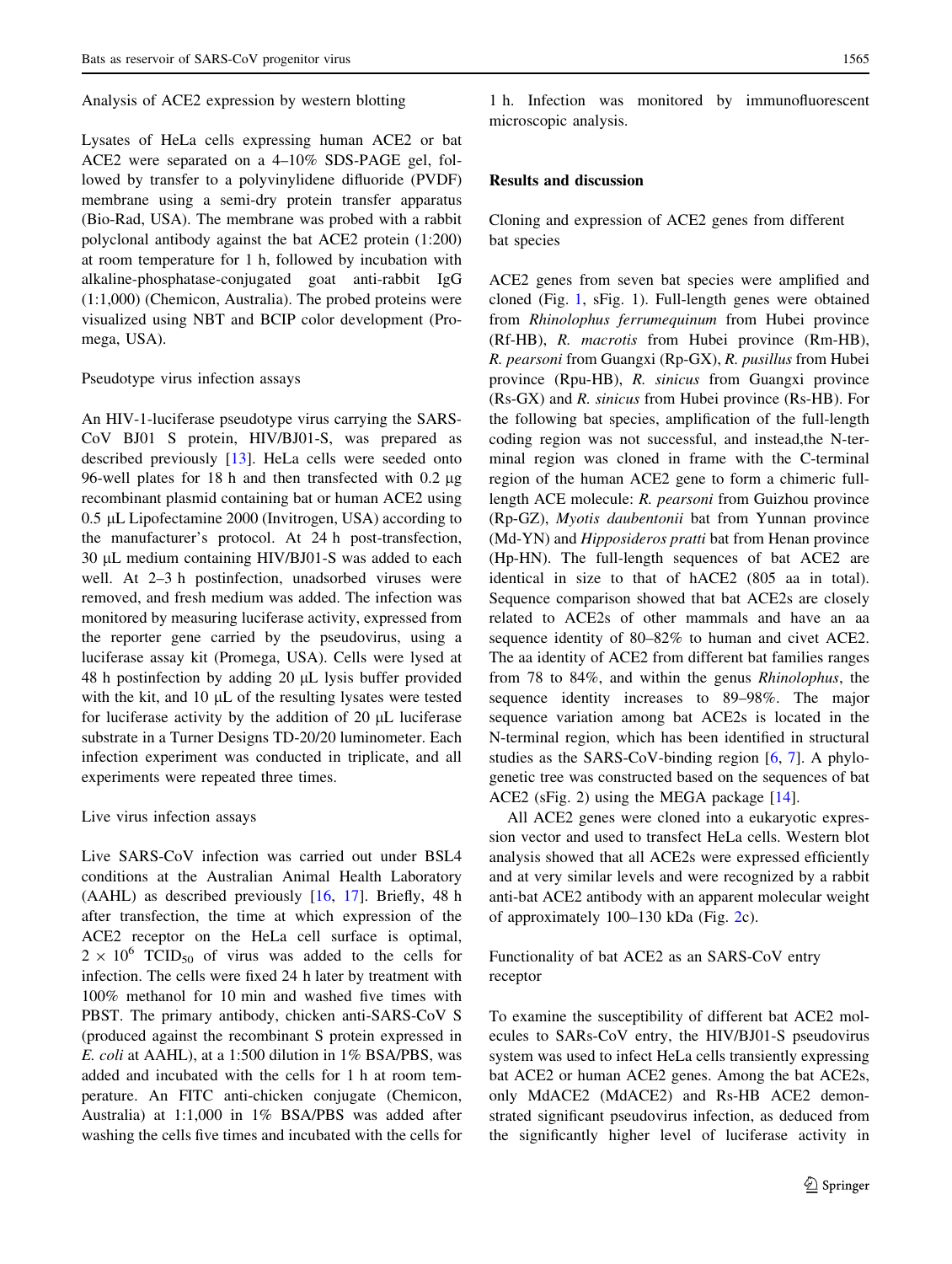### Analysis of ACE2 expression by western blotting

Lysates of HeLa cells expressing human ACE2 or bat ACE2 were separated on a 4–10% SDS-PAGE gel, followed by transfer to a polyvinylidene difluoride (PVDF) membrane using a semi-dry protein transfer apparatus (Bio-Rad, USA). The membrane was probed with a rabbit polyclonal antibody against the bat ACE2 protein (1:200) at room temperature for 1 h, followed by incubation with alkaline-phosphatase-conjugated goat anti-rabbit IgG (1:1,000) (Chemicon, Australia). The probed proteins were visualized using NBT and BCIP color development (Promega, USA).

### Pseudotype virus infection assays

An HIV-1-luciferase pseudotype virus carrying the SARS-CoV BJ01 S protein, HIV/BJ01-S, was prepared as described previously [13]. HeLa cells were seeded onto 96-well plates for 18 h and then transfected with 0.2 μg recombinant plasmid containing bat or human ACE2 using 0.5 μL Lipofectamine 2000 (Invitrogen, USA) according to the manufacturer's protocol. At 24 h post-transfection, 30 μL medium containing HIV/BJ01-S was added to each well. At 2–3 h postinfection, unadsorbed viruses were removed, and fresh medium was added. The infection was monitored by measuring luciferase activity, expressed from the reporter gene carried by the pseudovirus, using a luciferase assay kit (Promega, USA). Cells were lysed at 48 h postinfection by adding 20 μL lysis buffer provided with the kit, and 10 μL of the resulting lysates were tested for luciferase activity by the addition of 20 μL luciferase substrate in a Turner Designs TD-20/20 luminometer. Each infection experiment was conducted in triplicate, and all experiments were repeated three times.

### Live virus infection assays

Live SARS-CoV infection was carried out under BSL4 conditions at the Australian Animal Health Laboratory (AAHL) as described previously [16, 17]. Briefly, 48 h after transfection, the time at which expression of the ACE2 receptor on the HeLa cell surface is optimal, $2 \times 10^6$ $TCID_{50}$ of virus was added to the cells for infection. The cells were fixed 24 h later by treatment with 100% methanol for 10 min and washed five times with PBST. The primary antibody, chicken anti-SARS-CoV S (produced against the recombinant S protein expressed in *E. coli* at AAHL), at a 1:500 dilution in 1% BSA/PBS, was added and incubated with the cells for 1 h at room temperature. An FITC anti-chicken conjugate (Chemicon, Australia) at 1:1,000 in 1% BSA/PBS was added after washing the cells five times and incubated with the cells for 1 h. Infection was monitored by immunofluorescent microscopic analysis.

## Results and discussion

### Cloning and expression of ACE2 genes from different bat species

ACE2 genes from seven bat species were amplified and cloned (Fig. 1, sFig. 1). Full-length genes were obtained from *Rhinolophus ferrumequinum* from Hubei province (Rf-HB), *R. macrotis* from Hubei province (Rm-HB), *R. pearsoni* from Guangxi (Rp-GX), *R. pusillus* from Hubei province (Rpu-HB), *R. sinicus* from Guangxi province (Rs-GX) and *R. sinicus* from Hubei province (Rs-HB). For the following bat species, amplification of the full-length coding region was not successful, and instead,the N-terminal region was cloned in frame with the C-terminal region of the human ACE2 gene to form a chimeric full-length ACE molecule: *R. pearsoni* from Guizhou province (Rp-GZ), *Myotis daubentonii* bat from Yunnan province (Md-YN) and *Hipposideros pratti* bat from Henan province (Hp-HN). The full-length sequences of bat ACE2 are identical in size to that of hACE2 (805 aa in total). Sequence comparison showed that bat ACE2s are closely related to ACE2s of other mammals and have an aa sequence identity of 80–82% to human and civet ACE2. The aa identity of ACE2 from different bat families ranges from 78 to 84%, and within the genus *Rhinolophus*, the sequence identity increases to 89–98%. The major sequence variation among bat ACE2s is located in the N-terminal region, which has been identified in structural studies as the SARS-CoV-binding region [6, 7]. A phylogenetic tree was constructed based on the sequences of bat ACE2 (sFig. 2) using the MEGA package [14].

All ACE2 genes were cloned into a eukaryotic expression vector and used to transfect HeLa cells. Western blot analysis showed that all ACE2s were expressed efficiently and at very similar levels and were recognized by a rabbit anti-bat ACE2 antibody with an apparent molecular weight of approximately 100–130 kDa (Fig. 2c).

### Functionality of bat ACE2 as an SARS-CoV entry receptor

To examine the susceptibility of different bat ACE2 molecules to SARs-CoV entry, the HIV/BJ01-S pseudovirus system was used to infect HeLa cells transiently expressing bat ACE2 or human ACE2 genes. Among the bat ACE2s, only MdACE2 (MdACE2) and Rs-HB ACE2 demonstrated significant pseudovirus infection, as deduced from the significantly higher level of luciferase activity in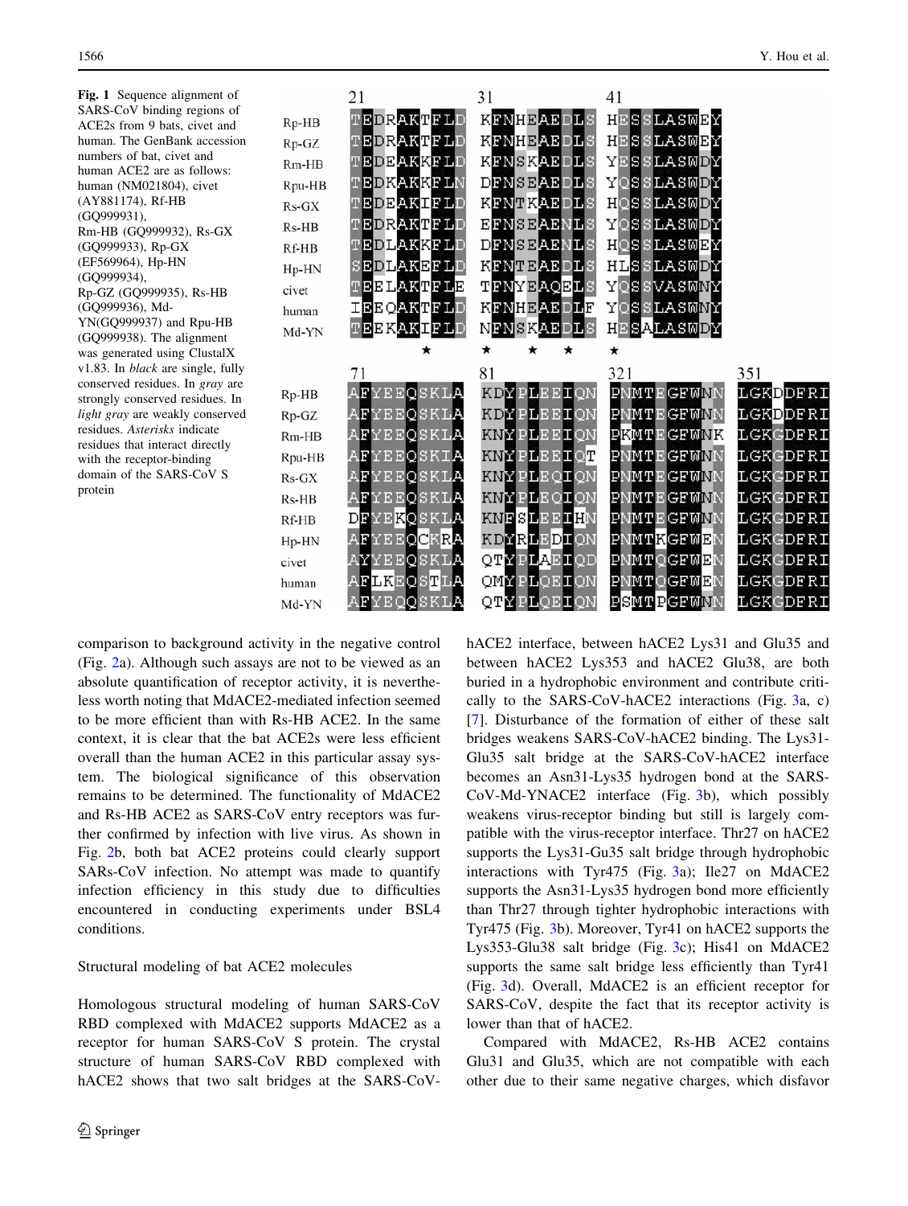**Fig. 1** Sequence alignment of SARS-CoV binding regions of ACE2s from 9 bats, civet and human. The GenBank accession numbers of bat, civet and human ACE2 are as follows: human (NM021804), civet (AY881174), Rf-HB (GQ999931), Rm-HB (GQ999932), Rs-GX (GQ999933), Rp-GX (EF569964), Hp-HN (GQ999934), Rp-GZ (GQ999935), Rs-HB (GQ999936), Md-YN(GQ999937) and Rpu-HB (GQ999938). The alignment was generated using ClustalX v1.83. In *black* are single, fully conserved residues. In *gray* are strongly conserved residues. In *light gray* are weakly conserved residues. *Asterisks* indicate residues that interact directly with the receptor-binding domain of the SARS-CoV S protein

| | 21 | 31 | 41 |
|---|---|---|---|
| Rp-HB | TEDRAKTFLD | KFNHEAEDLS | HESSLASWEY |
| Rp-GZ | TEDRAKTFLD | KFNHEAEDLS | HESSLASWEY |
| Rm-HB | TEDEAKKFLD | KFNSKAEDLS | YESSLASWDY |
| Rpu-HB | TEDKAKKFLN | DFNSEAEDLS | YQSSLASWDY |
| Rs-GX | TEDEAKIFLD | KFNTKAEDLS | HQSSLASWDY |
| Rs-HB | TEDRAKTFLD | EFNSEAENLS | YQSSLASWDY |
| Rf-HB | TEDLAKKFLD | DFNSEAENLS | HQSSLASWEY |
| Hp-HN | SEDLAKEFLD | KFNTEAEDLS | HLSSLASWDY |
| civet | TEELAKTFLE | TFNYEAQELS | YQSSVASWNY |
| human | IEEQAKTFLD | KFNHEAEDLF | YQSSLASWNY |
| Md-YN | TEEKAKIFLD | NFNSKAEDLS | HESALASWDY |
| | * | * * * | * |

| | 71 | 81 | 321 | 351 |
|---|---|---|---|---|
| Rp-HB | AFYEEQSKLA | KDYPLEEIQN | PNMTEGFWNN | LGKDDFRI |
| Rp-GZ | AFYEEQSKLA | KDYPLEEIQN | PNMTEGFWNN | LGKDDFRI |
| Rm-HB | AFYEEQSKLA | KNYPLEEIQN | PKMTEGFWNK | LGKGDFRI |
| Rpu-HB | AFYEEQSKIA | KNYPLEEIQT | PNMTEGFWNN | LGKGDFRI |
| Rs-GX | AFYEEQSKLA | KNYPLEQIQN | PNMTEGFWNN | LGKGDFRI |
| Rs-HB | AFYEEQSKLA | KNYPLEQIQN | PNMTEGFWNN | LGKGDFRI |
| Rf-HB | DFYEKQSKLA | KNFSLEEIHN | PNMTEGFWNN | LGKGDFRI |
| Hp-HN | AFYEEQCKRA | KDYRLEDIQN | PNMTKGFWEN | LGKGDFRI |
| civet | AYYEEQSKLA | QTYPLAEIQD | PNMTQGFWEN | LGKGDFRI |
| human | AFLKEQSTLA | QMYPLQEIQN | PNMTQGFWEN | LGKGDFRI |
| Md-YN | AFYEQQSKLA | QTYPLQEIQN | PSMTPGFWNN | LGKGDFRI |

comparison to background activity in the negative control (Fig. 2a). Although such assays are not to be viewed as an absolute quantification of receptor activity, it is nevertheless worth noting that MdACE2-mediated infection seemed to be more efficient than with Rs-HB ACE2. In the same context, it is clear that the bat ACE2s were less efficient overall than the human ACE2 in this particular assay system. The biological significance of this observation remains to be determined. The functionality of MdACE2 and Rs-HB ACE2 as SARS-CoV entry receptors was further confirmed by infection with live virus. As shown in Fig. 2b, both bat ACE2 proteins could clearly support SARs-CoV infection. No attempt was made to quantify infection efficiency in this study due to difficulties encountered in conducting experiments under BSL4 conditions.

## Structural modeling of bat ACE2 molecules

Homologous structural modeling of human SARS-CoV RBD complexed with MdACE2 supports MdACE2 as a receptor for human SARS-CoV S protein. The crystal structure of human SARS-CoV RBD complexed with hACE2 shows that two salt bridges at the SARS-CoV-hACE2 interface, between hACE2 Lys31 and Glu35 and between hACE2 Lys353 and hACE2 Glu38, are both buried in a hydrophobic environment and contribute critically to the SARS-CoV-hACE2 interactions (Fig. 3a, c) [7]. Disturbance of the formation of either of these salt bridges weakens SARS-CoV-hACE2 binding. The Lys31-Glu35 salt bridge at the SARS-CoV-hACE2 interface becomes an Asn31-Lys35 hydrogen bond at the SARS-CoV-Md-YNACE2 interface (Fig. 3b), which possibly weakens virus-receptor binding but still is largely compatible with the virus-receptor interface. Thr27 on hACE2 supports the Lys31-Gu35 salt bridge through hydrophobic interactions with Tyr475 (Fig. 3a); Ile27 on MdACE2 supports the Asn31-Lys35 hydrogen bond more efficiently than Thr27 through tighter hydrophobic interactions with Tyr475 (Fig. 3b). Moreover, Tyr41 on hACE2 supports the Lys353-Glu38 salt bridge (Fig. 3c); His41 on MdACE2 supports the same salt bridge less efficiently than Tyr41 (Fig. 3d). Overall, MdACE2 is an efficient receptor for SARS-CoV, despite the fact that its receptor activity is lower than that of hACE2.

Compared with MdACE2, Rs-HB ACE2 contains Glu31 and Glu35, which are not compatible with each other due to their same negative charges, which disfavor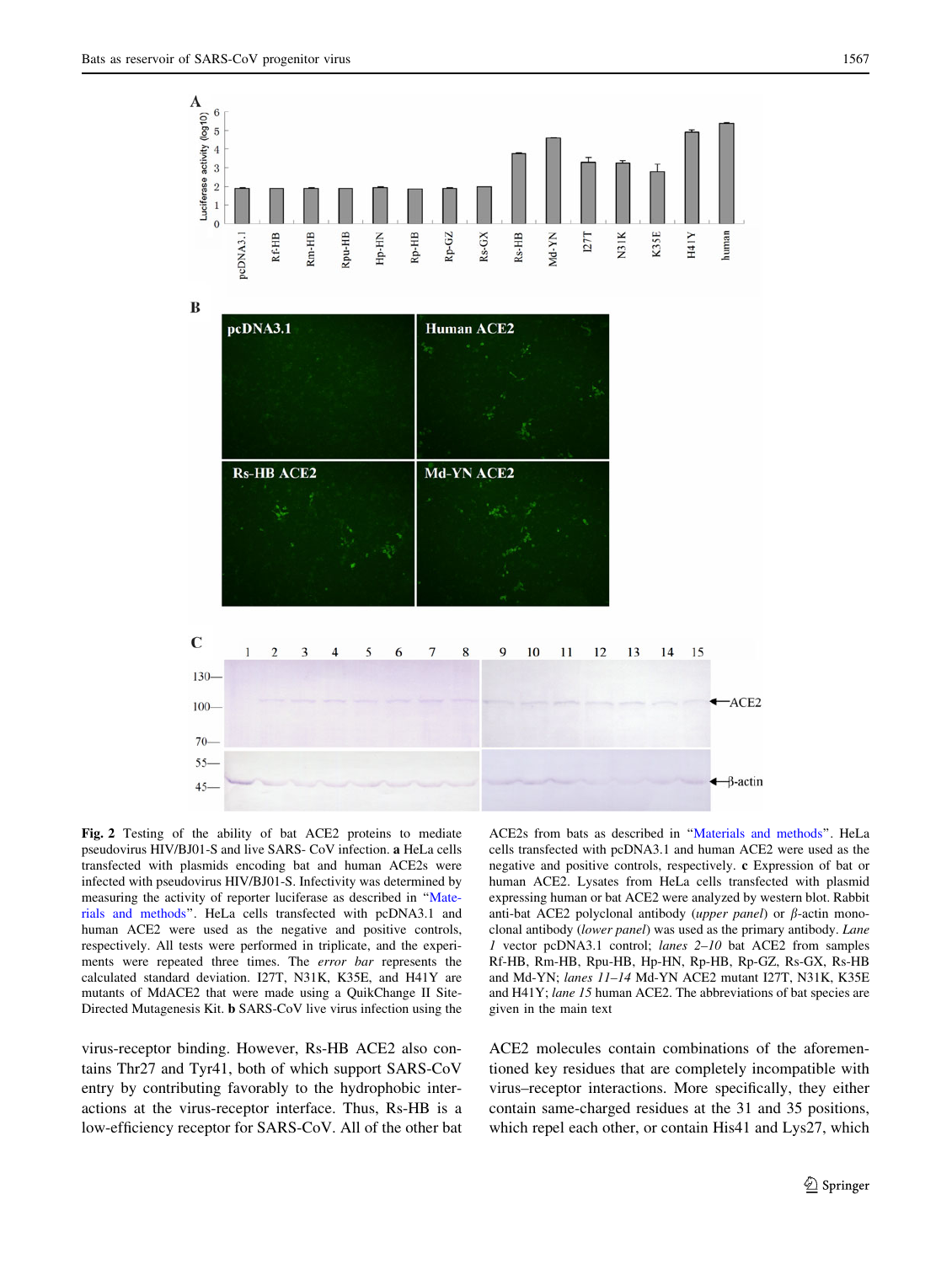**Fig. 2** Testing of the ability of bat ACE2 proteins to mediate pseudovirus HIV/BJ01-S and live SARS- CoV infection. **a** HeLa cells transfected with plasmids encoding bat and human ACE2s were infected with pseudovirus HIV/BJ01-S. Infectivity was determined by measuring the activity of reporter luciferase as described in "Materials and methods". HeLa cells transfected with pcDNA3.1 and human ACE2 were used as the negative and positive controls, respectively. All tests were performed in triplicate, and the experiments were repeated three times. The *error bar* represents the calculated standard deviation. I27T, N31K, K35E, and H41Y are mutants of MdACE2 that were made using a QuikChange II Site-Directed Mutagenesis Kit. **b** SARS-CoV live virus infection using the ACE2s from bats as described in "Materials and methods". HeLa cells transfected with pcDNA3.1 and human ACE2 were used as the negative and positive controls, respectively. **c** Expression of bat or human ACE2. Lysates from HeLa cells transfected with plasmid expressing human or bat ACE2 were analyzed by western blot. Rabbit anti-bat ACE2 polyclonal antibody (*upper panel*) or β-actin monoclonal antibody (*lower panel*) was used as the primary antibody. *Lane 1* vector pcDNA3.1 control; *lanes 2–10* bat ACE2 from samples Rf-HB, Rm-HB, Rpu-HB, Hp-HN, Rp-HB, Rp-GZ, Rs-GX, Rs-HB and Md-YN; *lanes 11–14* Md-YN ACE2 mutant I27T, N31K, K35E and H41Y; *lane 15* human ACE2. The abbreviations of bat species are given in the main text

virus-receptor binding. However, Rs-HB ACE2 also contains Thr27 and Tyr41, both of which support SARS-CoV entry by contributing favorably to the hydrophobic interactions at the virus-receptor interface. Thus, Rs-HB is a low-efficiency receptor for SARS-CoV. All of the other bat ACE2 molecules contain combinations of the aforementioned key residues that are completely incompatible with virus–receptor interactions. More specifically, they either contain same-charged residues at the 31 and 35 positions, which repel each other, or contain His41 and Lys27, which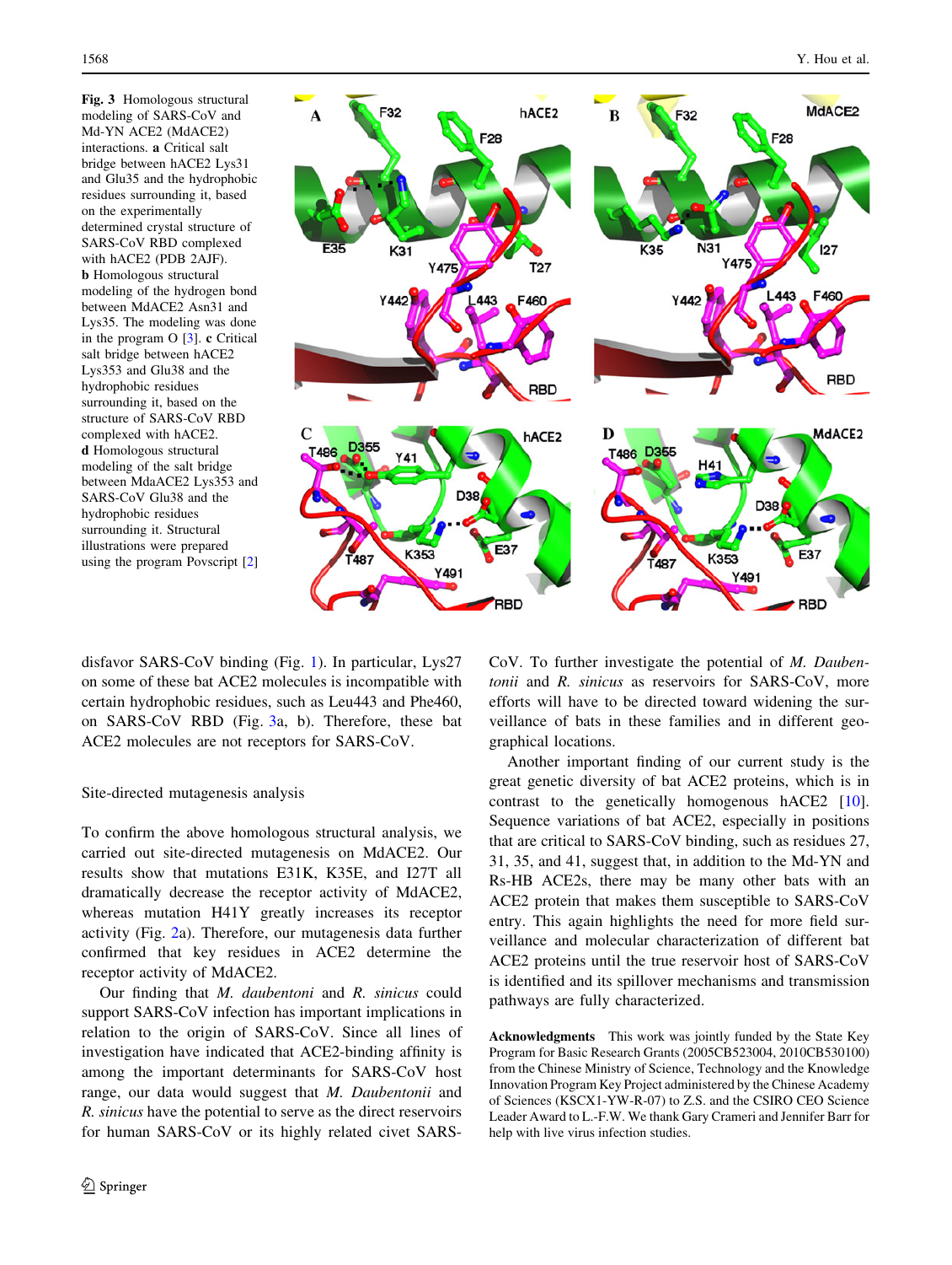**Fig. 3** Homologous structural modeling of SARS-CoV and Md-YN ACE2 (MdACE2) interactions. **a** Critical salt bridge between hACE2 Lys31 and Glu35 and the hydrophobic residues surrounding it, based on the experimentally determined crystal structure of SARS-CoV RBD complexed with hACE2 (PDB 2AJF). **b** Homologous structural modeling of the hydrogen bond between MdACE2 Asn31 and Lys35. The modeling was done in the program O [3]. **c** Critical salt bridge between hACE2 Lys353 and Glu38 and the hydrophobic residues surrounding it, based on the structure of SARS-CoV RBD complexed with hACE2. **d** Homologous structural modeling of the salt bridge between MdaACE2 Lys353 and SARS-CoV Glu38 and the hydrophobic residues surrounding it. Structural illustrations were prepared using the program Povscript [2]

disfavor SARS-CoV binding (Fig. 1). In particular, Lys27 on some of these bat ACE2 molecules is incompatible with certain hydrophobic residues, such as Leu443 and Phe460, on SARS-CoV RBD (Fig. 3a, b). Therefore, these bat ACE2 molecules are not receptors for SARS-CoV.

## Site-directed mutagenesis analysis

To confirm the above homologous structural analysis, we carried out site-directed mutagenesis on MdACE2. Our results show that mutations E31K, K35E, and I27T all dramatically decrease the receptor activity of MdACE2, whereas mutation H41Y greatly increases its receptor activity (Fig. 2a). Therefore, our mutagenesis data further confirmed that key residues in ACE2 determine the receptor activity of MdACE2.

Our finding that *M. daubentoni* and *R. sinicus* could support SARS-CoV infection has important implications in relation to the origin of SARS-CoV. Since all lines of investigation have indicated that ACE2-binding affinity is among the important determinants for SARS-CoV host range, our data would suggest that *M. Daubentonii* and *R. sinicus* have the potential to serve as the direct reservoirs for human SARS-CoV or its highly related civet SARS-CoV. To further investigate the potential of *M. Daubentonii* and *R. sinicus* as reservoirs for SARS-CoV, more efforts will have to be directed toward widening the surveillance of bats in these families and in different geographical locations.

Another important finding of our current study is the great genetic diversity of bat ACE2 proteins, which is in contrast to the genetically homogenous hACE2 [10]. Sequence variations of bat ACE2, especially in positions that are critical to SARS-CoV binding, such as residues 27, 31, 35, and 41, suggest that, in addition to the Md-YN and Rs-HB ACE2s, there may be many other bats with an ACE2 protein that makes them susceptible to SARS-CoV entry. This again highlights the need for more field surveillance and molecular characterization of different bat ACE2 proteins until the true reservoir host of SARS-CoV is identified and its spillover mechanisms and transmission pathways are fully characterized.

**Acknowledgments** This work was jointly funded by the State Key Program for Basic Research Grants (2005CB523004, 2010CB530100) from the Chinese Ministry of Science, Technology and the Knowledge Innovation Program Key Project administered by the Chinese Academy of Sciences (KSCX1-YW-R-07) to Z.S. and the CSIRO CEO Science Leader Award to L.-F.W. We thank Gary Crameri and Jennifer Barr for help with live virus infection studies.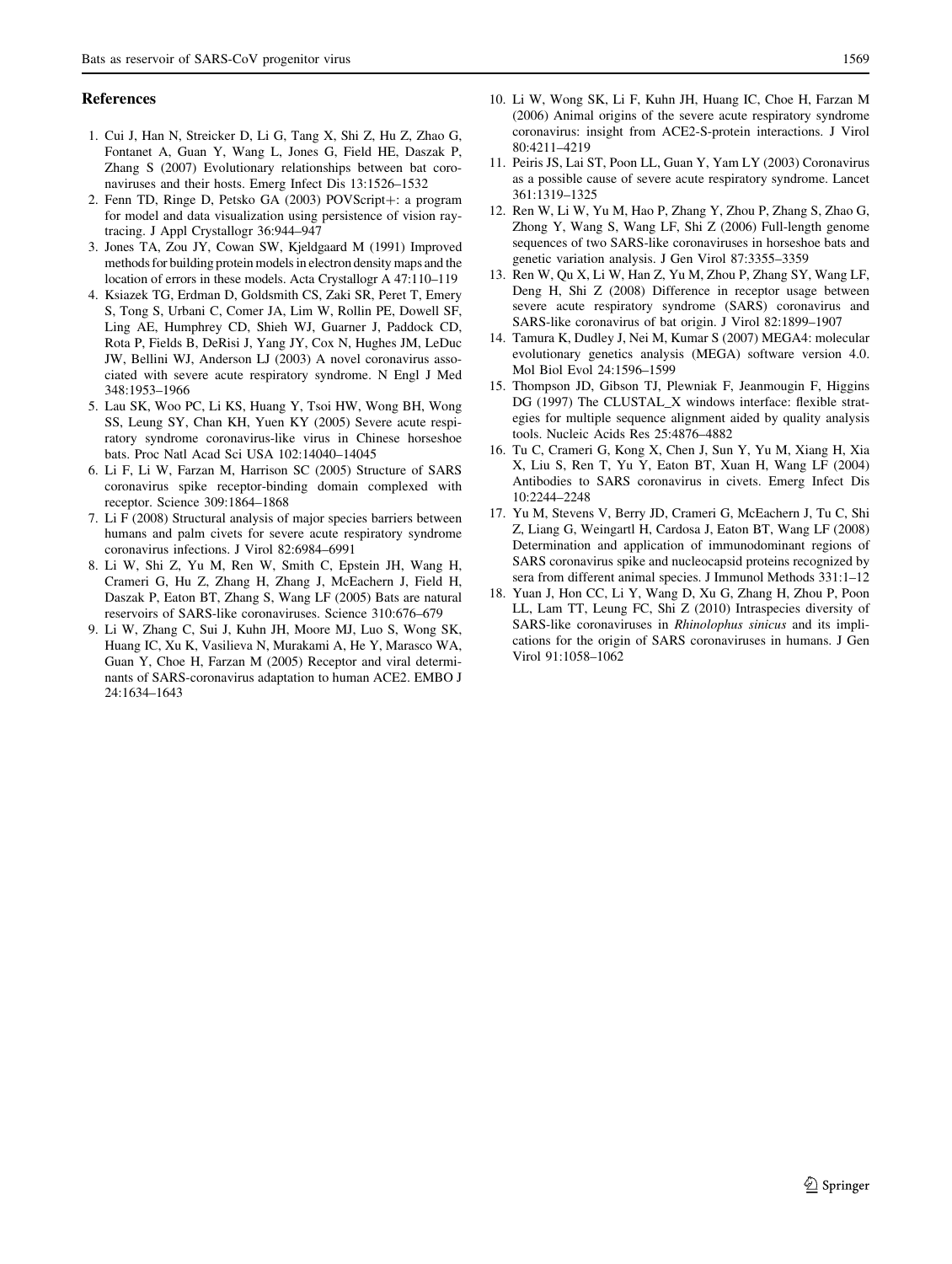## References

1. Cui J, Han N, Streicker D, Li G, Tang X, Shi Z, Hu Z, Zhao G, Fontanet A, Guan Y, Wang L, Jones G, Field HE, Daszak P, Zhang S (2007) Evolutionary relationships between bat coronaviruses and their hosts. Emerg Infect Dis 13:1526–1532
2. Fenn TD, Ringe D, Petsko GA (2003) POVScript+: a program for model and data visualization using persistence of vision ray-tracing. J Appl Crystallogr 36:944–947
3. Jones TA, Zou JY, Cowan SW, Kjeldgaard M (1991) Improved methods for building protein models in electron density maps and the location of errors in these models. Acta Crystallogr A 47:110–119
4. Ksiazek TG, Erdman D, Goldsmith CS, Zaki SR, Peret T, Emery S, Tong S, Urbani C, Comer JA, Lim W, Rollin PE, Dowell SF, Ling AE, Humphrey CD, Shieh WJ, Guarner J, Paddock CD, Rota P, Fields B, DeRisi J, Yang JY, Cox N, Hughes JM, LeDuc JW, Bellini WJ, Anderson LJ (2003) A novel coronavirus associated with severe acute respiratory syndrome. N Engl J Med 348:1953–1966
5. Lau SK, Woo PC, Li KS, Huang Y, Tsoi HW, Wong BH, Wong SS, Leung SY, Chan KH, Yuen KY (2005) Severe acute respiratory syndrome coronavirus-like virus in Chinese horseshoe bats. Proc Natl Acad Sci USA 102:14040–14045
6. Li F, Li W, Farzan M, Harrison SC (2005) Structure of SARS coronavirus spike receptor-binding domain complexed with receptor. Science 309:1864–1868
7. Li F (2008) Structural analysis of major species barriers between humans and palm civets for severe acute respiratory syndrome coronavirus infections. J Virol 82:6984–6991
8. Li W, Shi Z, Yu M, Ren W, Smith C, Epstein JH, Wang H, Crameri G, Hu Z, Zhang H, Zhang J, McEachern J, Field H, Daszak P, Eaton BT, Zhang S, Wang LF (2005) Bats are natural reservoirs of SARS-like coronaviruses. Science 310:676–679
9. Li W, Zhang C, Sui J, Kuhn JH, Moore MJ, Luo S, Wong SK, Huang IC, Xu K, Vasilieva N, Murakami A, He Y, Marasco WA, Guan Y, Choe H, Farzan M (2005) Receptor and viral determinants of SARS-coronavirus adaptation to human ACE2. EMBO J 24:1634–1643
10. Li W, Wong SK, Li F, Kuhn JH, Huang IC, Choe H, Farzan M (2006) Animal origins of the severe acute respiratory syndrome coronavirus: insight from ACE2-S-protein interactions. J Virol 80:4211–4219
11. Peiris JS, Lai ST, Poon LL, Guan Y, Yam LY (2003) Coronavirus as a possible cause of severe acute respiratory syndrome. Lancet 361:1319–1325
12. Ren W, Li W, Yu M, Hao P, Zhang Y, Zhou P, Zhang S, Zhao G, Zhong Y, Wang S, Wang LF, Shi Z (2006) Full-length genome sequences of two SARS-like coronaviruses in horseshoe bats and genetic variation analysis. J Gen Virol 87:3355–3359
13. Ren W, Qu X, Li W, Han Z, Yu M, Zhou P, Zhang SY, Wang LF, Deng H, Shi Z (2008) Difference in receptor usage between severe acute respiratory syndrome (SARS) coronavirus and SARS-like coronavirus of bat origin. J Virol 82:1899–1907
14. Tamura K, Dudley J, Nei M, Kumar S (2007) MEGA4: molecular evolutionary genetics analysis (MEGA) software version 4.0. Mol Biol Evol 24:1596–1599
15. Thompson JD, Gibson TJ, Plewniak F, Jeanmougin F, Higgins DG (1997) The CLUSTAL_X windows interface: flexible strategies for multiple sequence alignment aided by quality analysis tools. Nucleic Acids Res 25:4876–4882
16. Tu C, Crameri G, Kong X, Chen J, Sun Y, Yu M, Xiang H, Xia X, Liu S, Ren T, Yu Y, Eaton BT, Xuan H, Wang LF (2004) Antibodies to SARS coronavirus in civets. Emerg Infect Dis 10:2244–2248
17. Yu M, Stevens V, Berry JD, Crameri G, McEachern J, Tu C, Shi Z, Liang G, Weingartl H, Cardosa J, Eaton BT, Wang LF (2008) Determination and application of immunodominant regions of SARS coronavirus spike and nucleocapsid proteins recognized by sera from different animal species. J Immunol Methods 331:1–12
18. Yuan J, Hon CC, Li Y, Wang D, Xu G, Zhang H, Zhou P, Poon LL, Lam TT, Leung FC, Shi Z (2010) Intraspecies diversity of SARS-like coronaviruses in *Rhinolophus sinicus* and its implications for the origin of SARS coronaviruses in humans. J Gen Virol 91:1058–1062